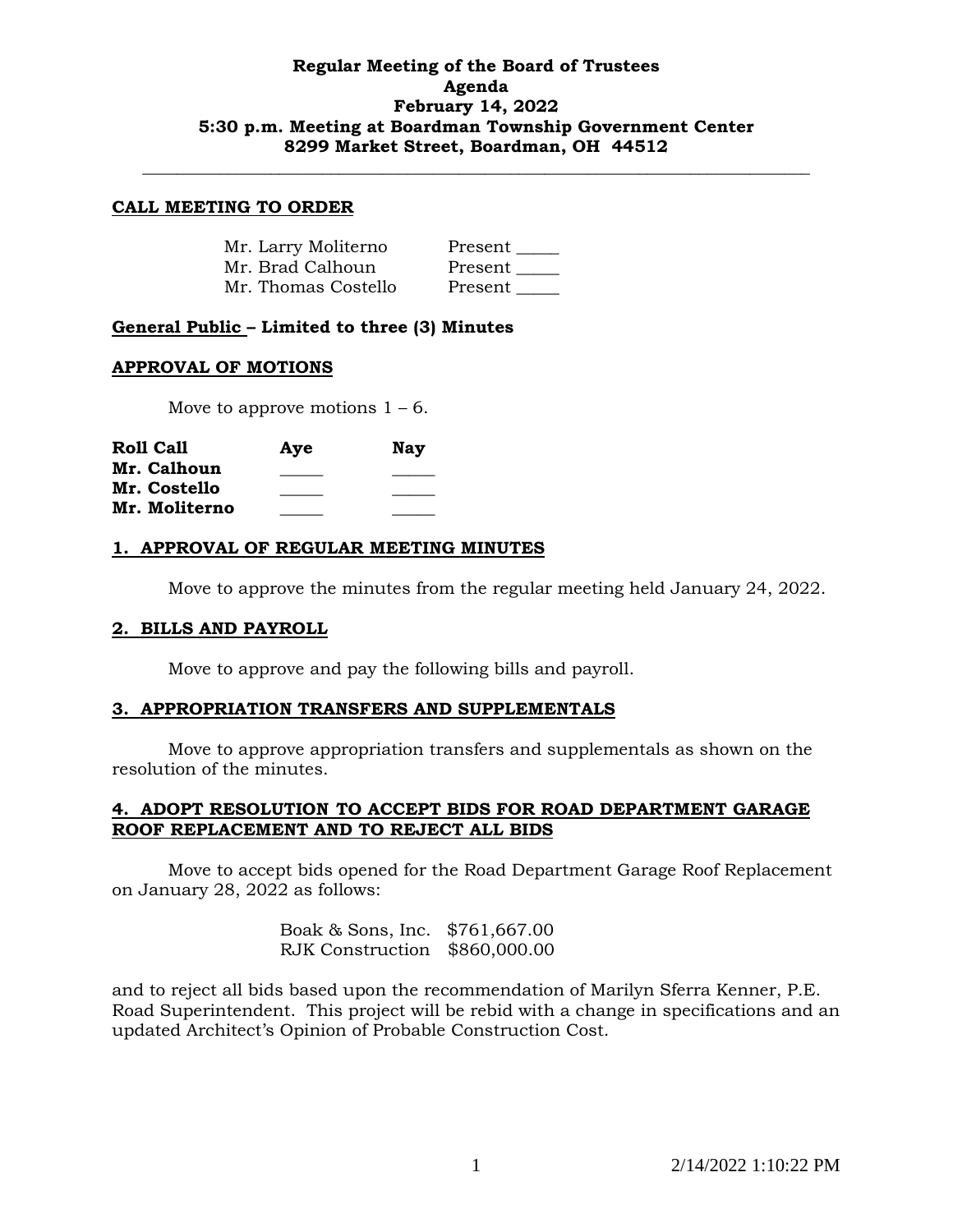**Regular Meeting of the Board of Trustees**
**Agenda**
**February 14, 2022**
**5:30 p.m. Meeting at Boardman Township Government Center**
**8299 Market Street, Boardman, OH 44512**

---

## CALL MEETING TO ORDER

| | |
|---|---|
| Mr. Larry Moliterno | Present _____ |
| Mr. Brad Calhoun | Present _____ |
| Mr. Thomas Costello | Present _____ |

**General Public – Limited to three (3) Minutes**

## APPROVAL OF MOTIONS

Move to approve motions 1 – 6.

| **Roll Call** | **Aye** | **Nay** |
|---|---|---|
| **Mr. Calhoun** | _____ | _____ |
| **Mr. Costello** | _____ | _____ |
| **Mr. Moliterno** | _____ | _____ |

## 1. APPROVAL OF REGULAR MEETING MINUTES

Move to approve the minutes from the regular meeting held January 24, 2022.

## 2. BILLS AND PAYROLL

Move to approve and pay the following bills and payroll.

## 3. APPROPRIATION TRANSFERS AND SUPPLEMENTALS

Move to approve appropriation transfers and supplementals as shown on the resolution of the minutes.

## 4. ADOPT RESOLUTION TO ACCEPT BIDS FOR ROAD DEPARTMENT GARAGE ROOF REPLACEMENT AND TO REJECT ALL BIDS

Move to accept bids opened for the Road Department Garage Roof Replacement on January 28, 2022 as follows:

| | |
|---|---|
| Boak & Sons, Inc. | $761,667.00 |
| RJK Construction | $860,000.00 |

and to reject all bids based upon the recommendation of Marilyn Sferra Kenner, P.E. Road Superintendent. This project will be rebid with a change in specifications and an updated Architect's Opinion of Probable Construction Cost.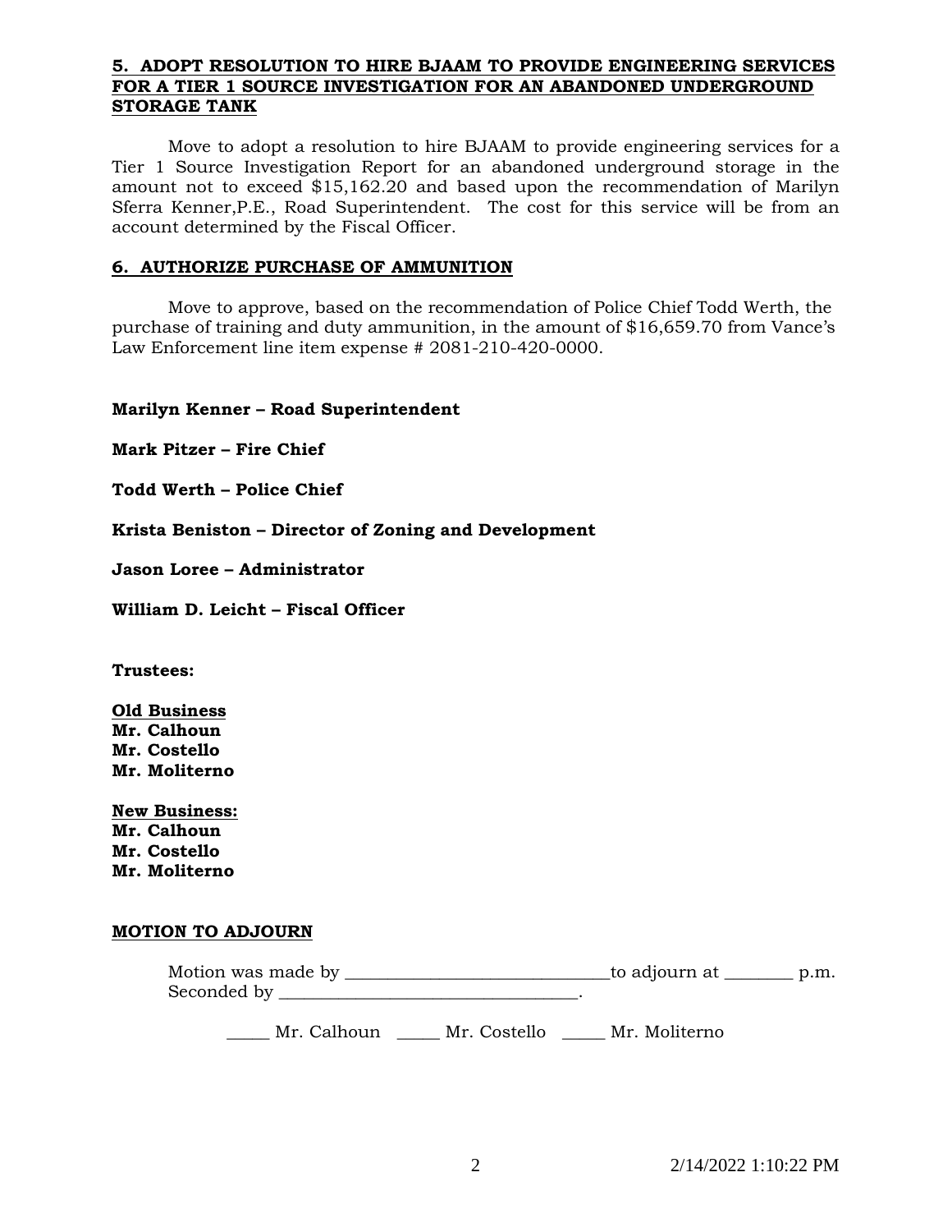**5. ADOPT RESOLUTION TO HIRE BJAAM TO PROVIDE ENGINEERING SERVICES FOR A TIER 1 SOURCE INVESTIGATION FOR AN ABANDONED UNDERGROUND STORAGE TANK**

Move to adopt a resolution to hire BJAAM to provide engineering services for a Tier 1 Source Investigation Report for an abandoned underground storage in the amount not to exceed $15,162.20 and based upon the recommendation of Marilyn Sferra Kenner,P.E., Road Superintendent. The cost for this service will be from an account determined by the Fiscal Officer.

**6. AUTHORIZE PURCHASE OF AMMUNITION**

Move to approve, based on the recommendation of Police Chief Todd Werth, the purchase of training and duty ammunition, in the amount of $16,659.70 from Vance's Law Enforcement line item expense # 2081-210-420-0000.

**Marilyn Kenner – Road Superintendent**

**Mark Pitzer – Fire Chief**

**Todd Werth – Police Chief**

**Krista Beniston – Director of Zoning and Development**

**Jason Loree – Administrator**

**William D. Leicht – Fiscal Officer**

**Trustees:**

**Old Business**
**Mr. Calhoun**
**Mr. Costello**
**Mr. Moliterno**

**New Business:**
**Mr. Calhoun**
**Mr. Costello**
**Mr. Moliterno**

**MOTION TO ADJOURN**

Motion was made by ______________________________to adjourn at ________ p.m.
Seconded by __________________________________.

_____ Mr. Calhoun _____ Mr. Costello _____ Mr. Moliterno

2/14/2022 1:10:22 PM